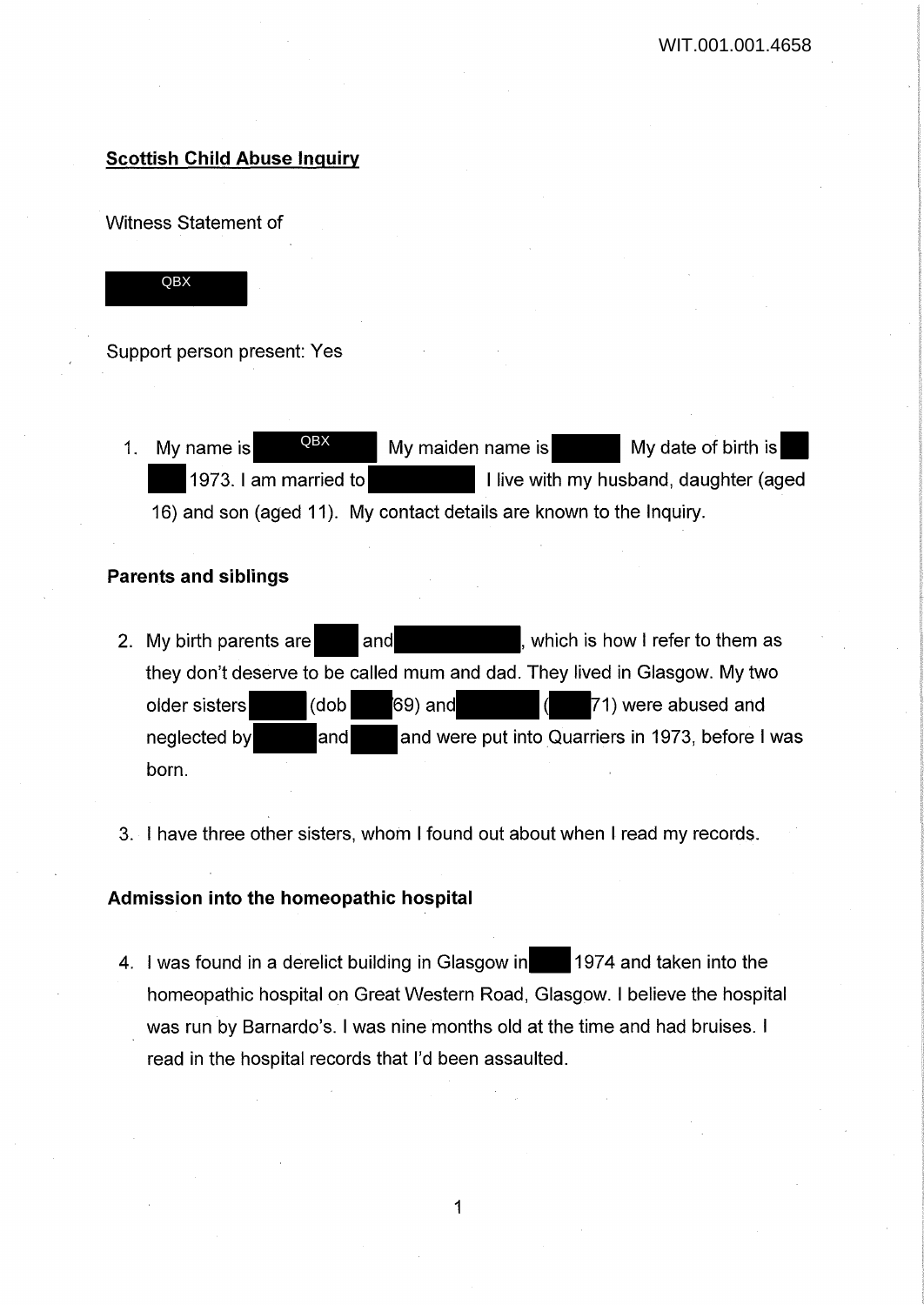WIT.001.001.4658

**Scottish Child Abuse Inquiry**

Witness Statement of

QBX

Support person present: Yes

1. My name is QBX My maiden name is [redacted] My date of birth is [redacted] 1973. I am married to [redacted] I live with my husband, daughter (aged 16) and son (aged 11). My contact details are known to the Inquiry.

**Parents and siblings**

2. My birth parents are [redacted] and [redacted], which is how I refer to them as they don't deserve to be called mum and dad. They lived in Glasgow. My two older sisters [redacted] (dob [redacted] 69) and [redacted] ([redacted] 71) were abused and neglected by [redacted] and [redacted] and were put into Quarriers in 1973, before I was born.

3. I have three other sisters, whom I found out about when I read my records.

**Admission into the homeopathic hospital**

4. I was found in a derelict building in Glasgow in [redacted] 1974 and taken into the homeopathic hospital on Great Western Road, Glasgow. I believe the hospital was run by Barnardo's. I was nine months old at the time and had bruises. I read in the hospital records that I'd been assaulted.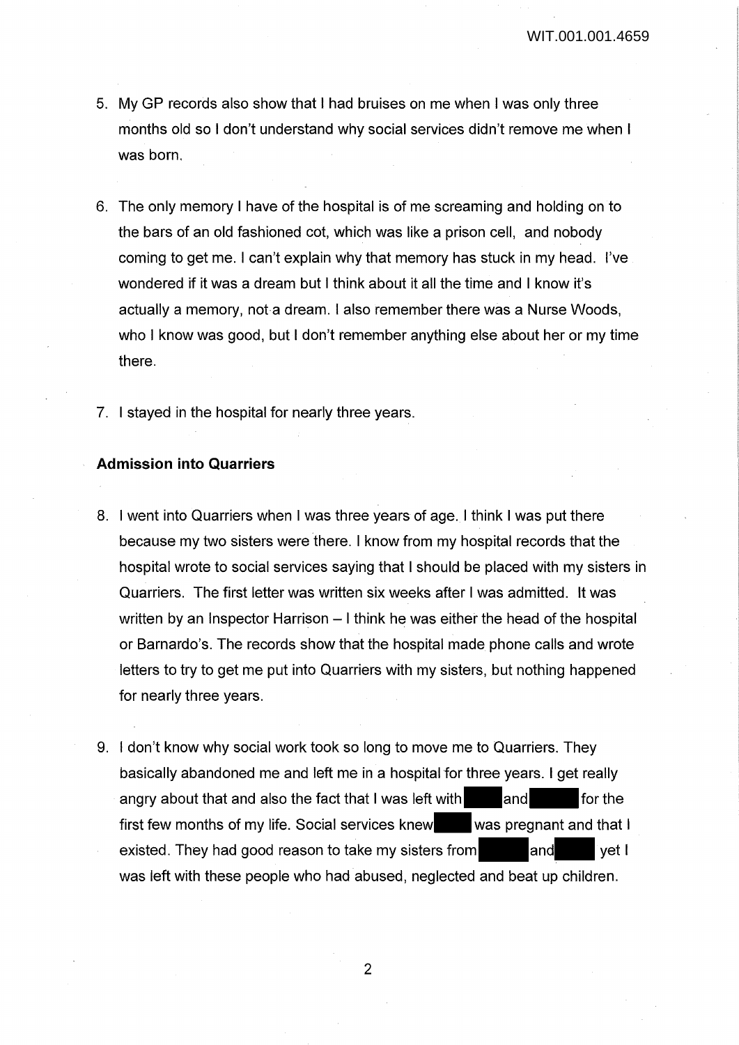5. My GP records also show that I had bruises on me when I was only three months old so I don't understand why social services didn't remove me when I was born.

6. The only memory I have of the hospital is of me screaming and holding on to the bars of an old fashioned cot, which was like a prison cell, and nobody coming to get me. I can't explain why that memory has stuck in my head. I've wondered if it was a dream but I think about it all the time and I know it's actually a memory, not a dream. I also remember there was a Nurse Woods, who I know was good, but I don't remember anything else about her or my time there.

7. I stayed in the hospital for nearly three years.

**Admission into Quarriers**

8. I went into Quarriers when I was three years of age. I think I was put there because my two sisters were there. I know from my hospital records that the hospital wrote to social services saying that I should be placed with my sisters in Quarriers. The first letter was written six weeks after I was admitted. It was written by an Inspector Harrison – I think he was either the head of the hospital or Barnardo's. The records show that the hospital made phone calls and wrote letters to try to get me put into Quarriers with my sisters, but nothing happened for nearly three years.

9. I don't know why social work took so long to move me to Quarriers. They basically abandoned me and left me in a hospital for three years. I get really angry about that and also the fact that I was left with [REDACTED] and [REDACTED] for the first few months of my life. Social services knew [REDACTED] was pregnant and that I existed. They had good reason to take my sisters from [REDACTED] and [REDACTED] yet I was left with these people who had abused, neglected and beat up children.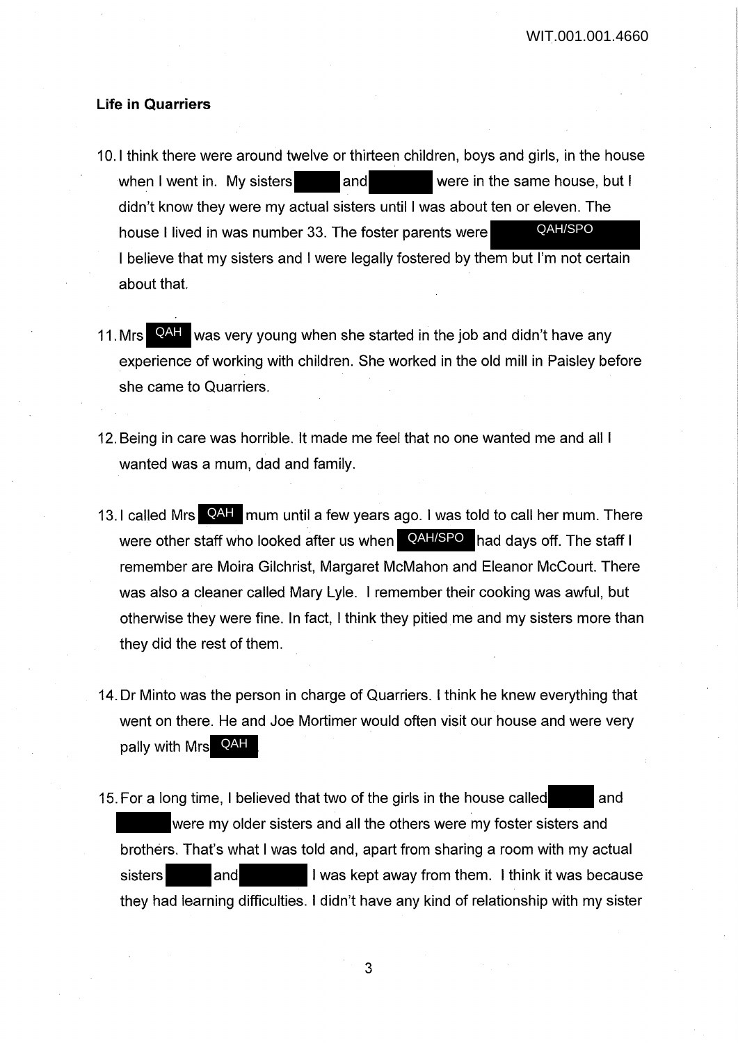**Life in Quarriers**

10. I think there were around twelve or thirteen children, boys and girls, in the house when I went in. My sisters [redacted] and [redacted] were in the same house, but I didn't know they were my actual sisters until I was about ten or eleven. The house I lived in was number 33. The foster parents were QAH/SPO I believe that my sisters and I were legally fostered by them but I'm not certain about that.

11. Mrs QAH was very young when she started in the job and didn't have any experience of working with children. She worked in the old mill in Paisley before she came to Quarriers.

12. Being in care was horrible. It made me feel that no one wanted me and all I wanted was a mum, dad and family.

13. I called Mrs QAH mum until a few years ago. I was told to call her mum. There were other staff who looked after us when QAH/SPO had days off. The staff I remember are Moira Gilchrist, Margaret McMahon and Eleanor McCourt. There was also a cleaner called Mary Lyle. I remember their cooking was awful, but otherwise they were fine. In fact, I think they pitied me and my sisters more than they did the rest of them.

14. Dr Minto was the person in charge of Quarriers. I think he knew everything that went on there. He and Joe Mortimer would often visit our house and were very pally with Mrs QAH

15. For a long time, I believed that two of the girls in the house called [redacted] and [redacted] were my older sisters and all the others were my foster sisters and brothers. That's what I was told and, apart from sharing a room with my actual sisters [redacted] and [redacted] I was kept away from them. I think it was because they had learning difficulties. I didn't have any kind of relationship with my sister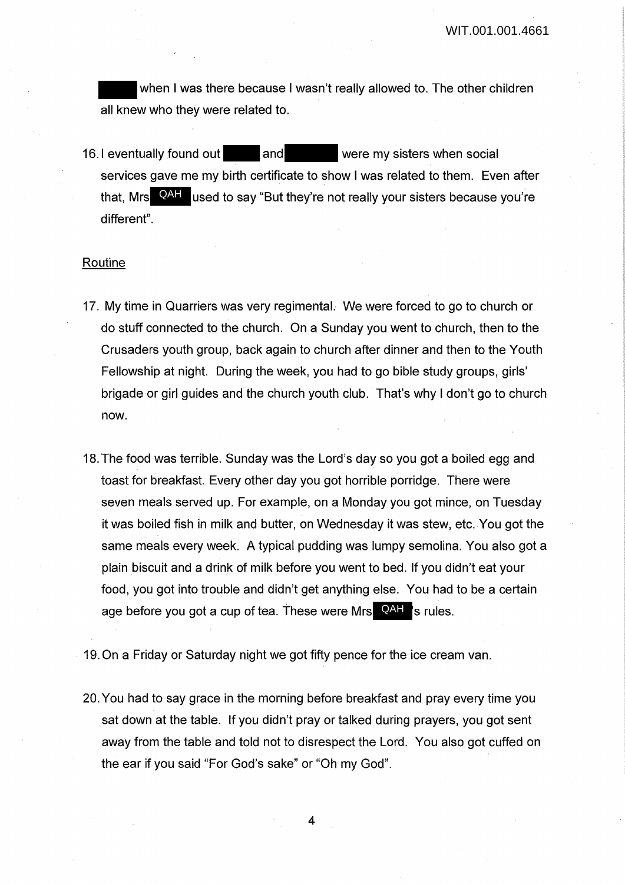when I was there because I wasn't really allowed to. The other children all knew who they were related to.

16. I eventually found out and were my sisters when social services gave me my birth certificate to show I was related to them. Even after that, Mrs QAH used to say "But they're not really your sisters because you're different".

Routine

17. My time in Quarriers was very regimental. We were forced to go to church or do stuff connected to the church. On a Sunday you went to church, then to the Crusaders youth group, back again to church after dinner and then to the Youth Fellowship at night. During the week, you had to go bible study groups, girls' brigade or girl guides and the church youth club. That's why I don't go to church now.

18. The food was terrible. Sunday was the Lord's day so you got a boiled egg and toast for breakfast. Every other day you got horrible porridge. There were seven meals served up. For example, on a Monday you got mince, on Tuesday it was boiled fish in milk and butter, on Wednesday it was stew, etc. You got the same meals every week. A typical pudding was lumpy semolina. You also got a plain biscuit and a drink of milk before you went to bed. If you didn't eat your food, you got into trouble and didn't get anything else. You had to be a certain age before you got a cup of tea. These were Mrs QAH's rules.

19. On a Friday or Saturday night we got fifty pence for the ice cream van.

20. You had to say grace in the morning before breakfast and pray every time you sat down at the table. If you didn't pray or talked during prayers, you got sent away from the table and told not to disrespect the Lord. You also got cuffed on the ear if you said "For God's sake" or "Oh my God".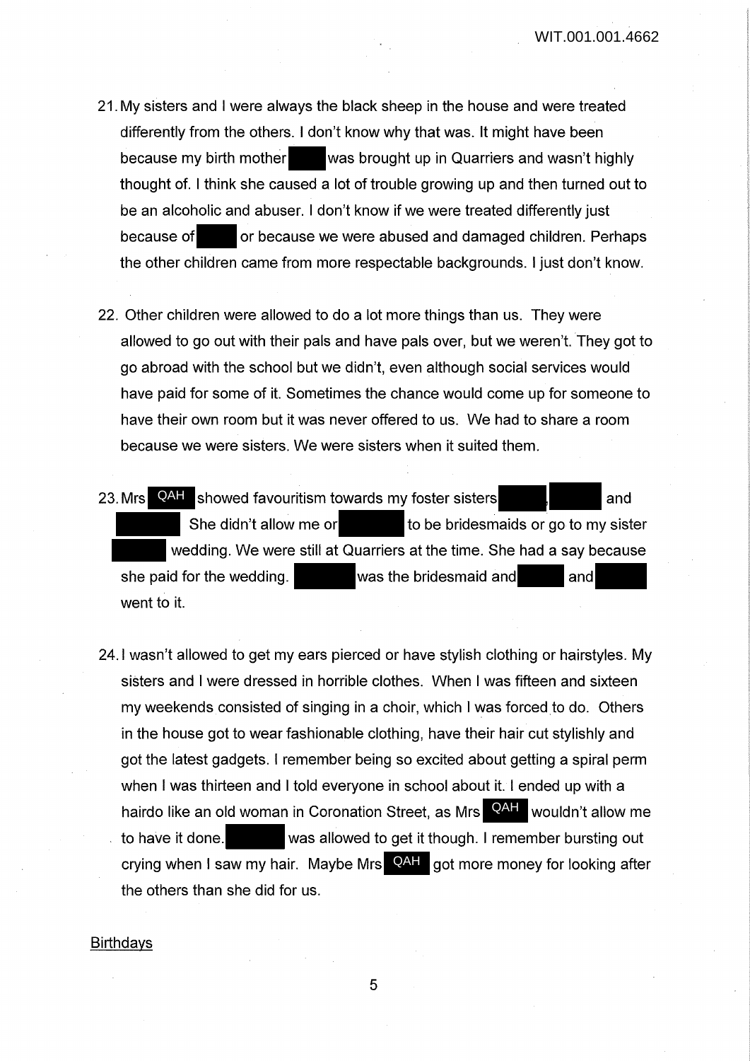21. My sisters and I were always the black sheep in the house and were treated differently from the others. I don't know why that was. It might have been because my birth mother ███ was brought up in Quarriers and wasn't highly thought of. I think she caused a lot of trouble growing up and then turned out to be an alcoholic and abuser. I don't know if we were treated differently just because of ███ or because we were abused and damaged children. Perhaps the other children came from more respectable backgrounds. I just don't know.

22. Other children were allowed to do a lot more things than us. They were allowed to go out with their pals and have pals over, but we weren't. They got to go abroad with the school but we didn't, even although social services would have paid for some of it. Sometimes the chance would come up for someone to have their own room but it was never offered to us. We had to share a room because we were sisters. We were sisters when it suited them.

23. Mrs QAH showed favouritism towards my foster sisters ███, ███ and ███. She didn't allow me or ███ to be bridesmaids or go to my sister ███ wedding. We were still at Quarriers at the time. She had a say because she paid for the wedding. ███ was the bridesmaid and ███ and ███ went to it.

24. I wasn't allowed to get my ears pierced or have stylish clothing or hairstyles. My sisters and I were dressed in horrible clothes. When I was fifteen and sixteen my weekends consisted of singing in a choir, which I was forced to do. Others in the house got to wear fashionable clothing, have their hair cut stylishly and got the latest gadgets. I remember being so excited about getting a spiral perm when I was thirteen and I told everyone in school about it. I ended up with a hairdo like an old woman in Coronation Street, as Mrs QAH wouldn't allow me to have it done. ███ was allowed to get it though. I remember bursting out crying when I saw my hair. Maybe Mrs QAH got more money for looking after the others than she did for us.

<u>Birthdays</u>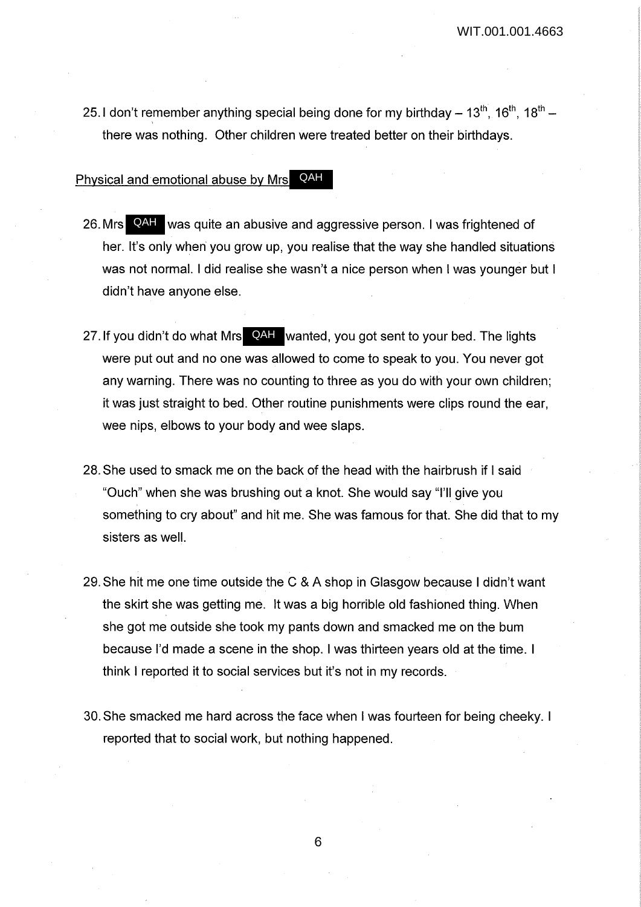25. I don't remember anything special being done for my birthday – 13th, 16th, 18th – there was nothing. Other children were treated better on their birthdays.

Physical and emotional abuse by Mrs QAH

26. Mrs QAH was quite an abusive and aggressive person. I was frightened of her. It's only when you grow up, you realise that the way she handled situations was not normal. I did realise she wasn't a nice person when I was younger but I didn't have anyone else.

27. If you didn't do what Mrs QAH wanted, you got sent to your bed. The lights were put out and no one was allowed to come to speak to you. You never got any warning. There was no counting to three as you do with your own children; it was just straight to bed. Other routine punishments were clips round the ear, wee nips, elbows to your body and wee slaps.

28. She used to smack me on the back of the head with the hairbrush if I said "Ouch" when she was brushing out a knot. She would say "I'll give you something to cry about" and hit me. She was famous for that. She did that to my sisters as well.

29. She hit me one time outside the C & A shop in Glasgow because I didn't want the skirt she was getting me. It was a big horrible old fashioned thing. When she got me outside she took my pants down and smacked me on the bum because I'd made a scene in the shop. I was thirteen years old at the time. I think I reported it to social services but it's not in my records.

30. She smacked me hard across the face when I was fourteen for being cheeky. I reported that to social work, but nothing happened.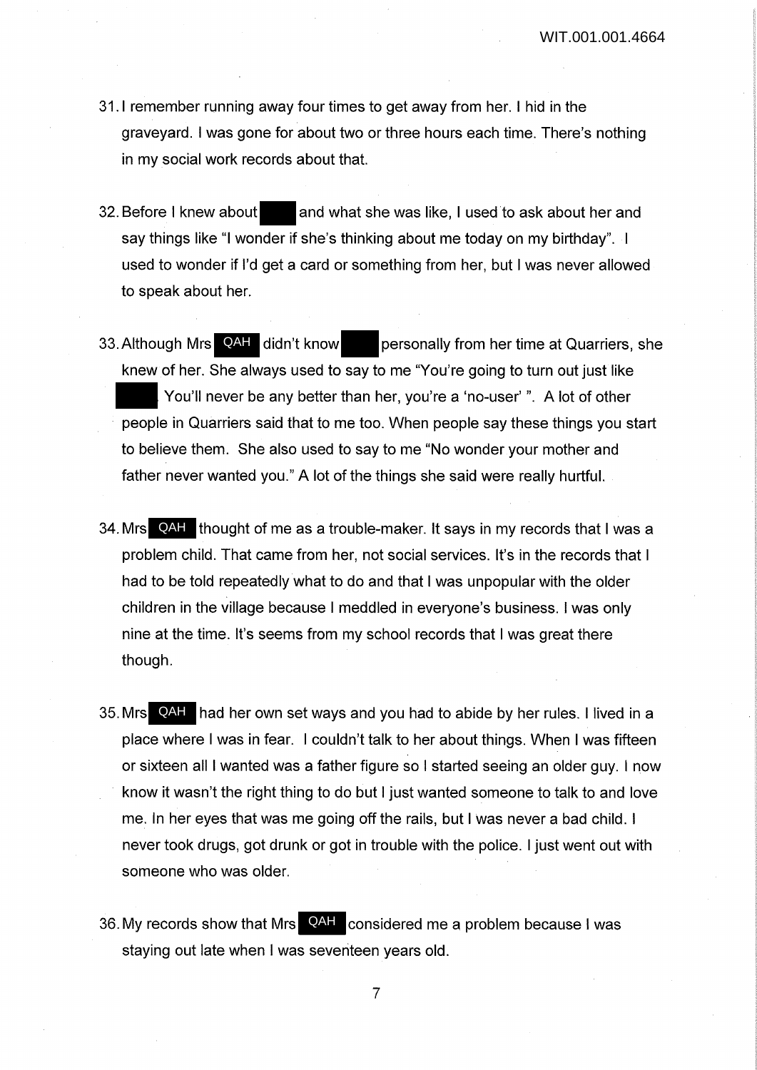31. I remember running away four times to get away from her. I hid in the graveyard. I was gone for about two or three hours each time. There's nothing in my social work records about that.

32. Before I knew about [redacted] and what she was like, I used to ask about her and say things like "I wonder if she's thinking about me today on my birthday". I used to wonder if I'd get a card or something from her, but I was never allowed to speak about her.

33. Although Mrs QAH didn't know [redacted] personally from her time at Quarriers, she knew of her. She always used to say to me "You're going to turn out just like [redacted]. You'll never be any better than her, you're a 'no-user' ". A lot of other people in Quarriers said that to me too. When people say these things you start to believe them. She also used to say to me "No wonder your mother and father never wanted you." A lot of the things she said were really hurtful.

34. Mrs QAH thought of me as a trouble-maker. It says in my records that I was a problem child. That came from her, not social services. It's in the records that I had to be told repeatedly what to do and that I was unpopular with the older children in the village because I meddled in everyone's business. I was only nine at the time. It's seems from my school records that I was great there though.

35. Mrs QAH had her own set ways and you had to abide by her rules. I lived in a place where I was in fear. I couldn't talk to her about things. When I was fifteen or sixteen all I wanted was a father figure so I started seeing an older guy. I now know it wasn't the right thing to do but I just wanted someone to talk to and love me. In her eyes that was me going off the rails, but I was never a bad child. I never took drugs, got drunk or got in trouble with the police. I just went out with someone who was older.

36. My records show that Mrs QAH considered me a problem because I was staying out late when I was seventeen years old.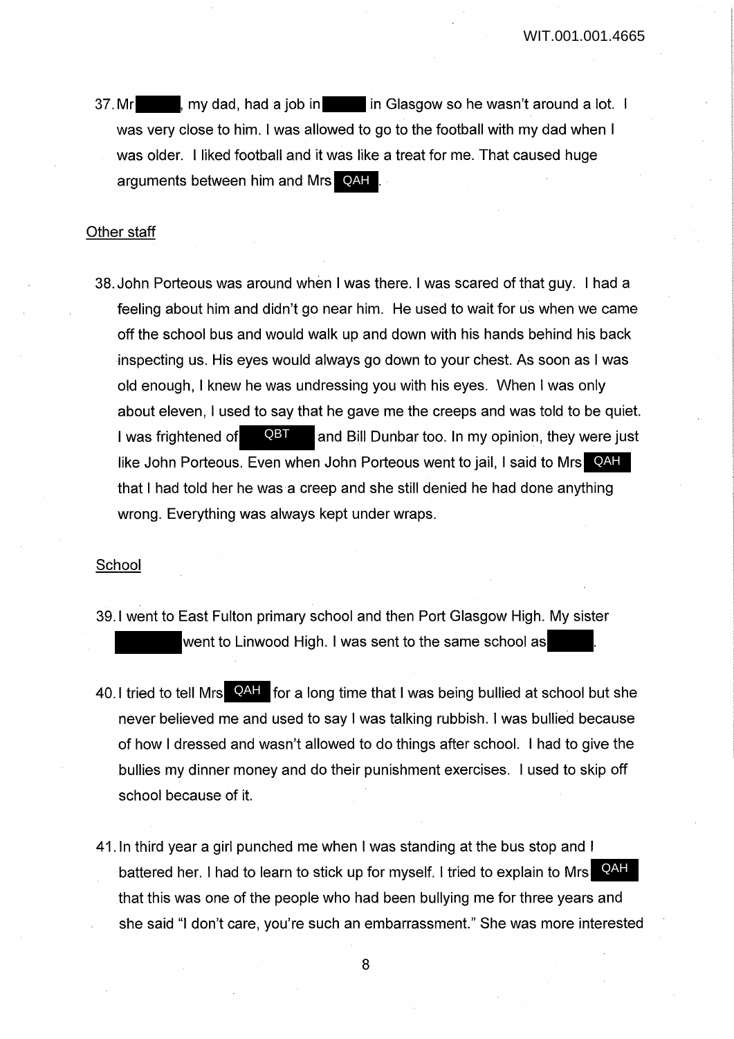37. Mr [redacted], my dad, had a job in [redacted] in Glasgow so he wasn't around a lot. I was very close to him. I was allowed to go to the football with my dad when I was older. I liked football and it was like a treat for me. That caused huge arguments between him and Mrs QAH.

## Other staff

38. John Porteous was around when I was there. I was scared of that guy. I had a feeling about him and didn't go near him. He used to wait for us when we came off the school bus and would walk up and down with his hands behind his back inspecting us. His eyes would always go down to your chest. As soon as I was old enough, I knew he was undressing you with his eyes. When I was only about eleven, I used to say that he gave me the creeps and was told to be quiet. I was frightened of QBT and Bill Dunbar too. In my opinion, they were just like John Porteous. Even when John Porteous went to jail, I said to Mrs QAH that I had told her he was a creep and she still denied he had done anything wrong. Everything was always kept under wraps.

## School

39. I went to East Fulton primary school and then Port Glasgow High. My sister [redacted] went to Linwood High. I was sent to the same school as [redacted].

40. I tried to tell Mrs QAH for a long time that I was being bullied at school but she never believed me and used to say I was talking rubbish. I was bullied because of how I dressed and wasn't allowed to do things after school. I had to give the bullies my dinner money and do their punishment exercises. I used to skip off school because of it.

41. In third year a girl punched me when I was standing at the bus stop and I battered her. I had to learn to stick up for myself. I tried to explain to Mrs QAH that this was one of the people who had been bullying me for three years and she said "I don't care, you're such an embarrassment." She was more interested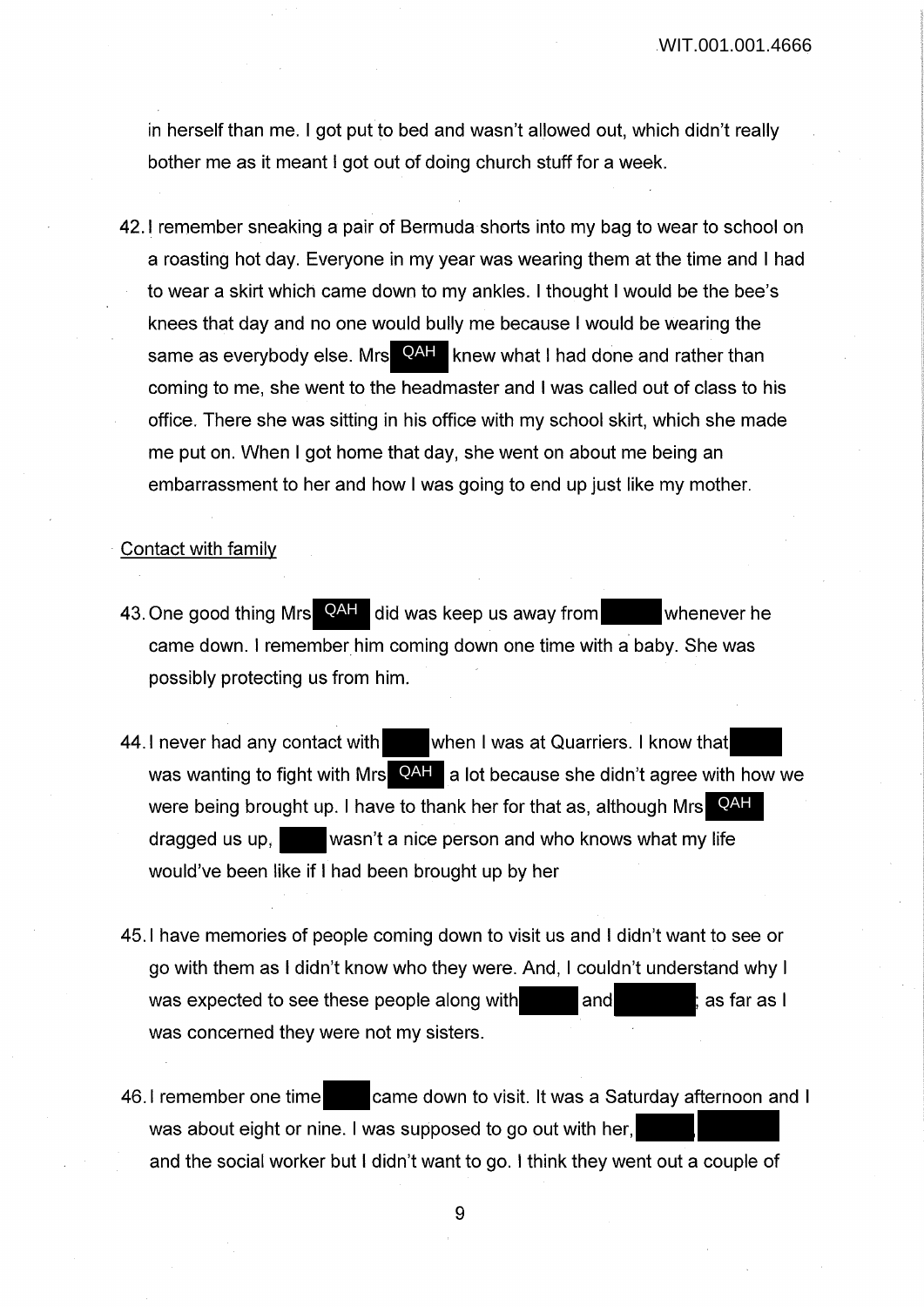in herself than me. I got put to bed and wasn't allowed out, which didn't really bother me as it meant I got out of doing church stuff for a week.

42. I remember sneaking a pair of Bermuda shorts into my bag to wear to school on a roasting hot day. Everyone in my year was wearing them at the time and I had to wear a skirt which came down to my ankles. I thought I would be the bee's knees that day and no one would bully me because I would be wearing the same as everybody else. Mrs QAH knew what I had done and rather than coming to me, she went to the headmaster and I was called out of class to his office. There she was sitting in his office with my school skirt, which she made me put on. When I got home that day, she went on about me being an embarrassment to her and how I was going to end up just like my mother.

## Contact with family

43. One good thing Mrs QAH did was keep us away from [REDACTED] whenever he came down. I remember him coming down one time with a baby. She was possibly protecting us from him.

44. I never had any contact with [REDACTED] when I was at Quarriers. I know that [REDACTED] was wanting to fight with Mrs QAH a lot because she didn't agree with how we were being brought up. I have to thank her for that as, although Mrs QAH dragged us up, [REDACTED] wasn't a nice person and who knows what my life would've been like if I had been brought up by her

45. I have memories of people coming down to visit us and I didn't want to see or go with them as I didn't know who they were. And, I couldn't understand why I was expected to see these people along with [REDACTED] and [REDACTED]; as far as I was concerned they were not my sisters.

46. I remember one time [REDACTED] came down to visit. It was a Saturday afternoon and I was about eight or nine. I was supposed to go out with her, [REDACTED], [REDACTED] and the social worker but I didn't want to go. I think they went out a couple of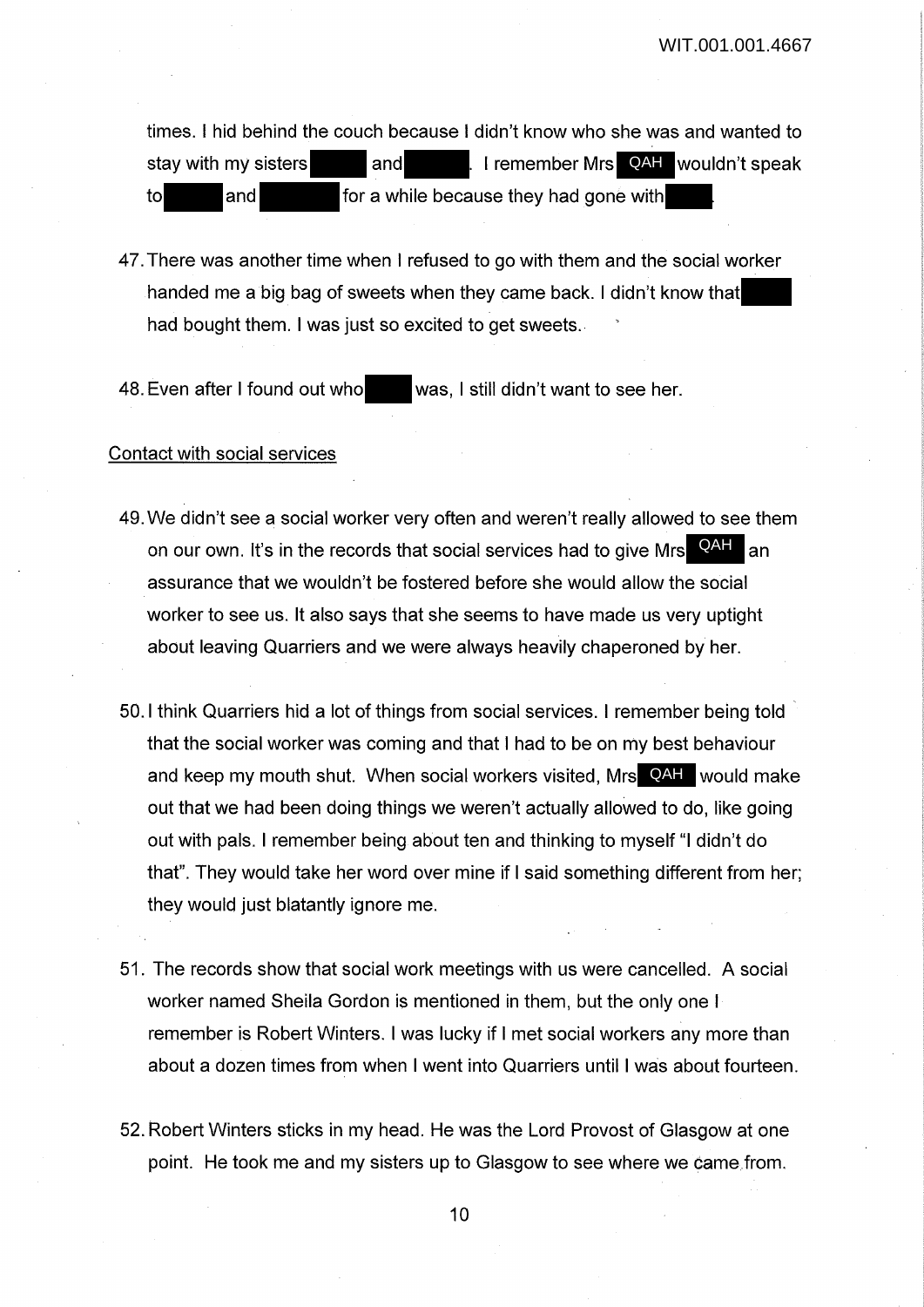times. I hid behind the couch because I didn't know who she was and wanted to stay with my sisters ████ and ████. I remember Mrs QAH wouldn't speak to ████ and ████ for a while because they had gone with ████.

47. There was another time when I refused to go with them and the social worker handed me a big bag of sweets when they came back. I didn't know that ████ had bought them. I was just so excited to get sweets.

48. Even after I found out who ████ was, I still didn't want to see her.

Contact with social services

49. We didn't see a social worker very often and weren't really allowed to see them on our own. It's in the records that social services had to give Mrs QAH an assurance that we wouldn't be fostered before she would allow the social worker to see us. It also says that she seems to have made us very uptight about leaving Quarriers and we were always heavily chaperoned by her.

50. I think Quarriers hid a lot of things from social services. I remember being told that the social worker was coming and that I had to be on my best behaviour and keep my mouth shut. When social workers visited, Mrs QAH would make out that we had been doing things we weren't actually allowed to do, like going out with pals. I remember being about ten and thinking to myself "I didn't do that". They would take her word over mine if I said something different from her; they would just blatantly ignore me.

51. The records show that social work meetings with us were cancelled. A social worker named Sheila Gordon is mentioned in them, but the only one I remember is Robert Winters. I was lucky if I met social workers any more than about a dozen times from when I went into Quarriers until I was about fourteen.

52. Robert Winters sticks in my head. He was the Lord Provost of Glasgow at one point. He took me and my sisters up to Glasgow to see where we came from.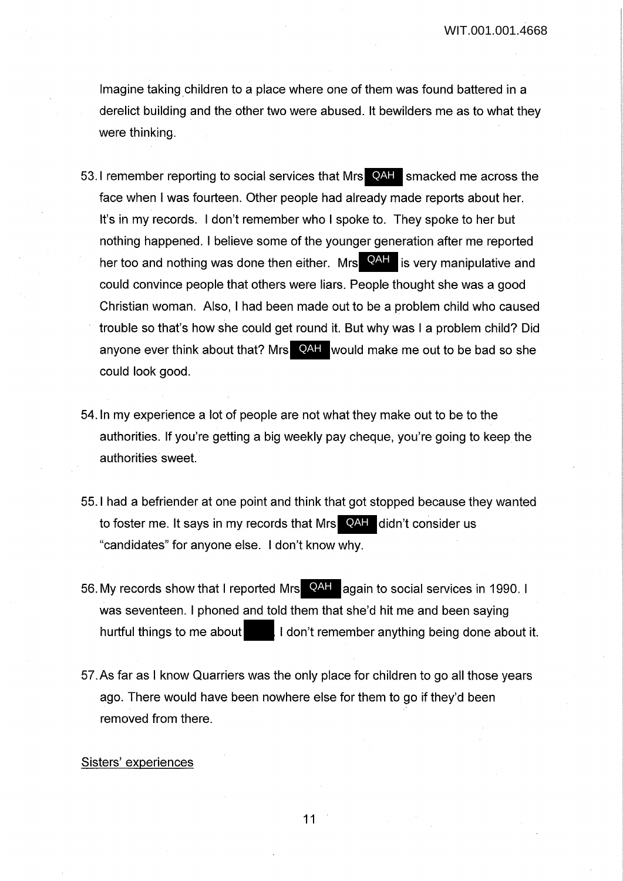Imagine taking children to a place where one of them was found battered in a derelict building and the other two were abused. It bewilders me as to what they were thinking.

53. I remember reporting to social services that Mrs QAH smacked me across the face when I was fourteen. Other people had already made reports about her. It's in my records. I don't remember who I spoke to. They spoke to her but nothing happened. I believe some of the younger generation after me reported her too and nothing was done then either. Mrs QAH is very manipulative and could convince people that others were liars. People thought she was a good Christian woman. Also, I had been made out to be a problem child who caused trouble so that's how she could get round it. But why was I a problem child? Did anyone ever think about that? Mrs QAH would make me out to be bad so she could look good.

54. In my experience a lot of people are not what they make out to be to the authorities. If you're getting a big weekly pay cheque, you're going to keep the authorities sweet.

55. I had a befriender at one point and think that got stopped because they wanted to foster me. It says in my records that Mrs QAH didn't consider us "candidates" for anyone else. I don't know why.

56. My records show that I reported Mrs QAH again to social services in 1990. I was seventeen. I phoned and told them that she'd hit me and been saying hurtful things to me about ████. I don't remember anything being done about it.

57. As far as I know Quarriers was the only place for children to go all those years ago. There would have been nowhere else for them to go if they'd been removed from there.

<u>Sisters' experiences</u>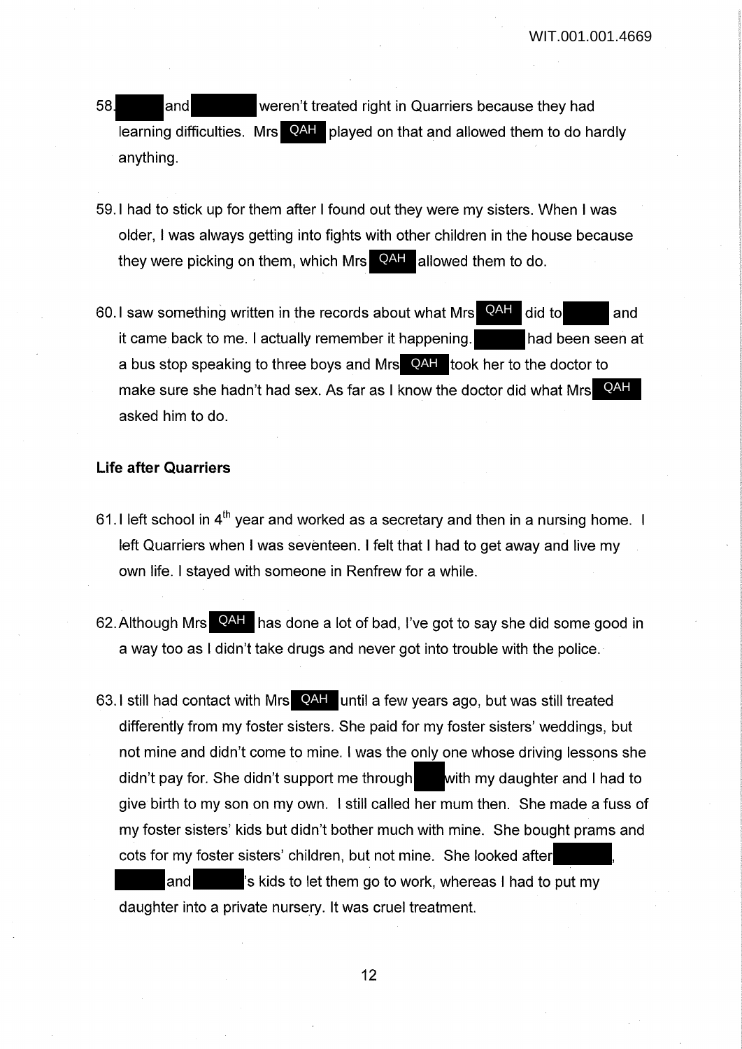58. and weren't treated right in Quarriers because they had learning difficulties. Mrs QAH played on that and allowed them to do hardly anything.

59. I had to stick up for them after I found out they were my sisters. When I was older, I was always getting into fights with other children in the house because they were picking on them, which Mrs QAH allowed them to do.

60. I saw something written in the records about what Mrs QAH did to and it came back to me. I actually remember it happening. had been seen at a bus stop speaking to three boys and Mrs QAH took her to the doctor to make sure she hadn't had sex. As far as I know the doctor did what Mrs QAH asked him to do.

**Life after Quarriers**

61. I left school in 4th year and worked as a secretary and then in a nursing home. I left Quarriers when I was seventeen. I felt that I had to get away and live my own life. I stayed with someone in Renfrew for a while.

62. Although Mrs QAH has done a lot of bad, I've got to say she did some good in a way too as I didn't take drugs and never got into trouble with the police.

63. I still had contact with Mrs QAH until a few years ago, but was still treated differently from my foster sisters. She paid for my foster sisters' weddings, but not mine and didn't come to mine. I was the only one whose driving lessons she didn't pay for. She didn't support me through with my daughter and I had to give birth to my son on my own. I still called her mum then. She made a fuss of my foster sisters' kids but didn't bother much with mine. She bought prams and cots for my foster sisters' children, but not mine. She looked after , and 's kids to let them go to work, whereas I had to put my daughter into a private nursery. It was cruel treatment.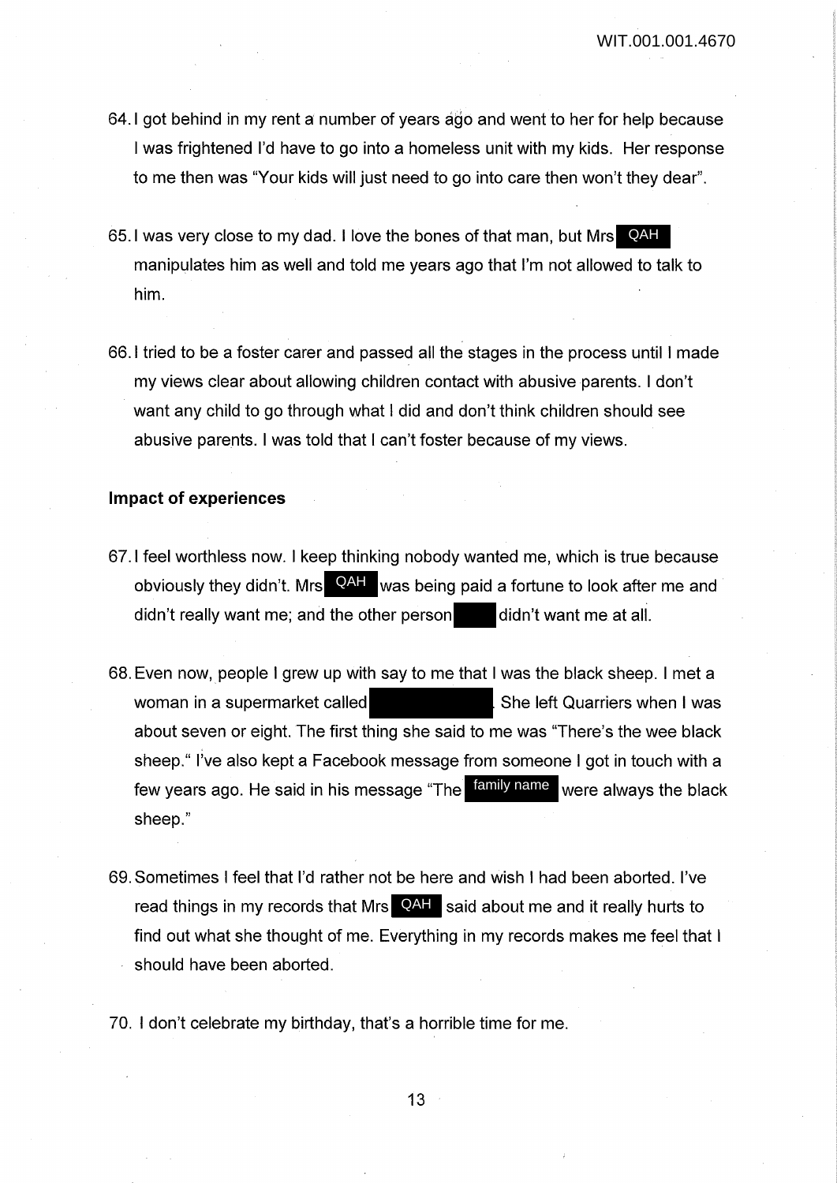64. I got behind in my rent a number of years ago and went to her for help because I was frightened I'd have to go into a homeless unit with my kids. Her response to me then was "Your kids will just need to go into care then won't they dear".

65. I was very close to my dad. I love the bones of that man, but Mrs QAH manipulates him as well and told me years ago that I'm not allowed to talk to him.

66. I tried to be a foster carer and passed all the stages in the process until I made my views clear about allowing children contact with abusive parents. I don't want any child to go through what I did and don't think children should see abusive parents. I was told that I can't foster because of my views.

**Impact of experiences**

67. I feel worthless now. I keep thinking nobody wanted me, which is true because obviously they didn't. Mrs QAH was being paid a fortune to look after me and didn't really want me; and the other person ████ didn't want me at all.

68. Even now, people I grew up with say to me that I was the black sheep. I met a woman in a supermarket called ████████. She left Quarriers when I was about seven or eight. The first thing she said to me was "There's the wee black sheep." I've also kept a Facebook message from someone I got in touch with a few years ago. He said in his message "The family name were always the black sheep."

69. Sometimes I feel that I'd rather not be here and wish I had been aborted. I've read things in my records that Mrs QAH said about me and it really hurts to find out what she thought of me. Everything in my records makes me feel that I should have been aborted.

70. I don't celebrate my birthday, that's a horrible time for me.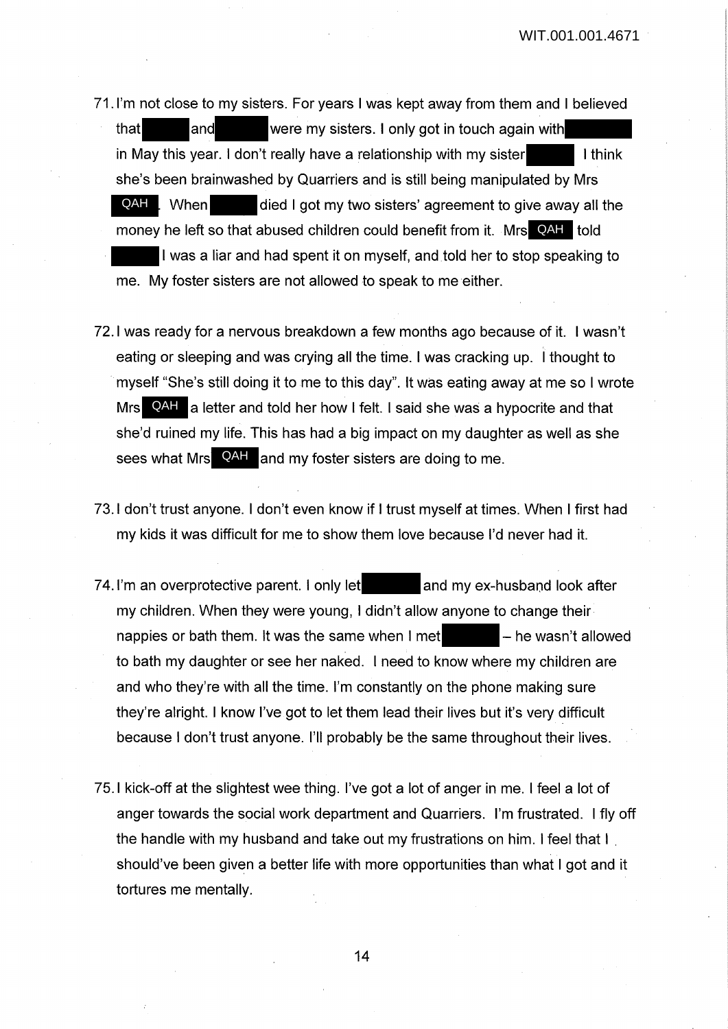71. I'm not close to my sisters. For years I was kept away from them and I believed that ███ and ███ were my sisters. I only got in touch again with ███ in May this year. I don't really have a relationship with my sister ███ I think she's been brainwashed by Quarriers and is still being manipulated by Mrs QAH. When ███ died I got my two sisters' agreement to give away all the money he left so that abused children could benefit from it. Mrs QAH told ███ I was a liar and had spent it on myself, and told her to stop speaking to me. My foster sisters are not allowed to speak to me either.

72. I was ready for a nervous breakdown a few months ago because of it. I wasn't eating or sleeping and was crying all the time. I was cracking up. I thought to myself "She's still doing it to me to this day". It was eating away at me so I wrote Mrs QAH a letter and told her how I felt. I said she was a hypocrite and that she'd ruined my life. This has had a big impact on my daughter as well as she sees what Mrs QAH and my foster sisters are doing to me.

73. I don't trust anyone. I don't even know if I trust myself at times. When I first had my kids it was difficult for me to show them love because I'd never had it.

74. I'm an overprotective parent. I only let ███ and my ex-husband look after my children. When they were young, I didn't allow anyone to change their nappies or bath them. It was the same when I met ███ – he wasn't allowed to bath my daughter or see her naked. I need to know where my children are and who they're with all the time. I'm constantly on the phone making sure they're alright. I know I've got to let them lead their lives but it's very difficult because I don't trust anyone. I'll probably be the same throughout their lives.

75. I kick-off at the slightest wee thing. I've got a lot of anger in me. I feel a lot of anger towards the social work department and Quarriers. I'm frustrated. I fly off the handle with my husband and take out my frustrations on him. I feel that I should've been given a better life with more opportunities than what I got and it tortures me mentally.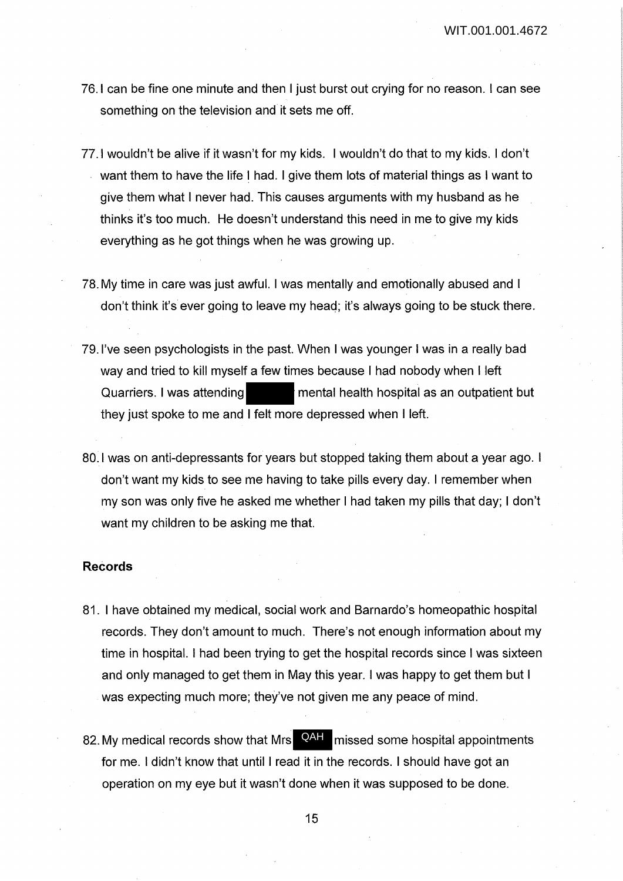76. I can be fine one minute and then I just burst out crying for no reason. I can see something on the television and it sets me off.

77. I wouldn't be alive if it wasn't for my kids. I wouldn't do that to my kids. I don't want them to have the life I had. I give them lots of material things as I want to give them what I never had. This causes arguments with my husband as he thinks it's too much. He doesn't understand this need in me to give my kids everything as he got things when he was growing up.

78. My time in care was just awful. I was mentally and emotionally abused and I don't think it's ever going to leave my head; it's always going to be stuck there.

79. I've seen psychologists in the past. When I was younger I was in a really bad way and tried to kill myself a few times because I had nobody when I left Quarriers. I was attending [REDACTED] mental health hospital as an outpatient but they just spoke to me and I felt more depressed when I left.

80. I was on anti-depressants for years but stopped taking them about a year ago. I don't want my kids to see me having to take pills every day. I remember when my son was only five he asked me whether I had taken my pills that day; I don't want my children to be asking me that.

**Records**

81. I have obtained my medical, social work and Barnardo's homeopathic hospital records. They don't amount to much. There's not enough information about my time in hospital. I had been trying to get the hospital records since I was sixteen and only managed to get them in May this year. I was happy to get them but I was expecting much more; they've not given me any peace of mind.

82. My medical records show that Mrs QAH missed some hospital appointments for me. I didn't know that until I read it in the records. I should have got an operation on my eye but it wasn't done when it was supposed to be done.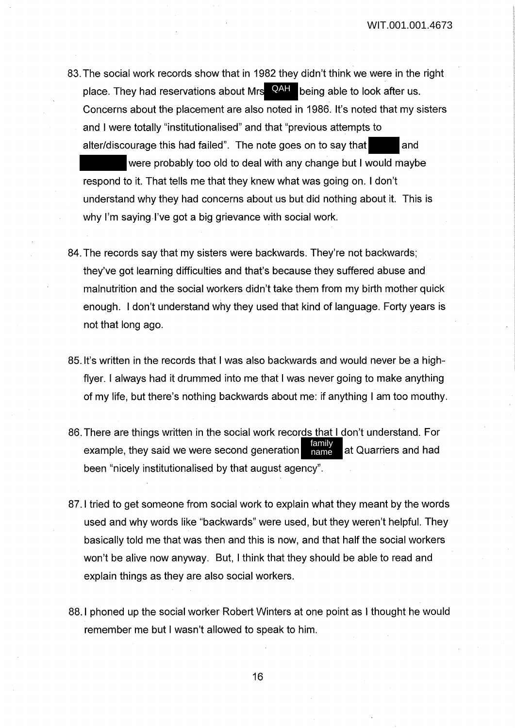83. The social work records show that in 1982 they didn't think we were in the right place. They had reservations about Mrs QAH being able to look after us. Concerns about the placement are also noted in 1986. It's noted that my sisters and I were totally "institutionalised" and that "previous attempts to alter/discourage this had failed". The note goes on to say that ██████ and ██████ were probably too old to deal with any change but I would maybe respond to it. That tells me that they knew what was going on. I don't understand why they had concerns about us but did nothing about it. This is why I'm saying I've got a big grievance with social work.

84. The records say that my sisters were backwards. They're not backwards; they've got learning difficulties and that's because they suffered abuse and malnutrition and the social workers didn't take them from my birth mother quick enough. I don't understand why they used that kind of language. Forty years is not that long ago.

85. It's written in the records that I was also backwards and would never be a high-flyer. I always had it drummed into me that I was never going to make anything of my life, but there's nothing backwards about me: if anything I am too mouthy.

86. There are things written in the social work records that I don't understand. For example, they said we were second generation family name at Quarriers and had been "nicely institutionalised by that august agency".

87. I tried to get someone from social work to explain what they meant by the words used and why words like "backwards" were used, but they weren't helpful. They basically told me that was then and this is now, and that half the social workers won't be alive now anyway. But, I think that they should be able to read and explain things as they are also social workers.

88. I phoned up the social worker Robert Winters at one point as I thought he would remember me but I wasn't allowed to speak to him.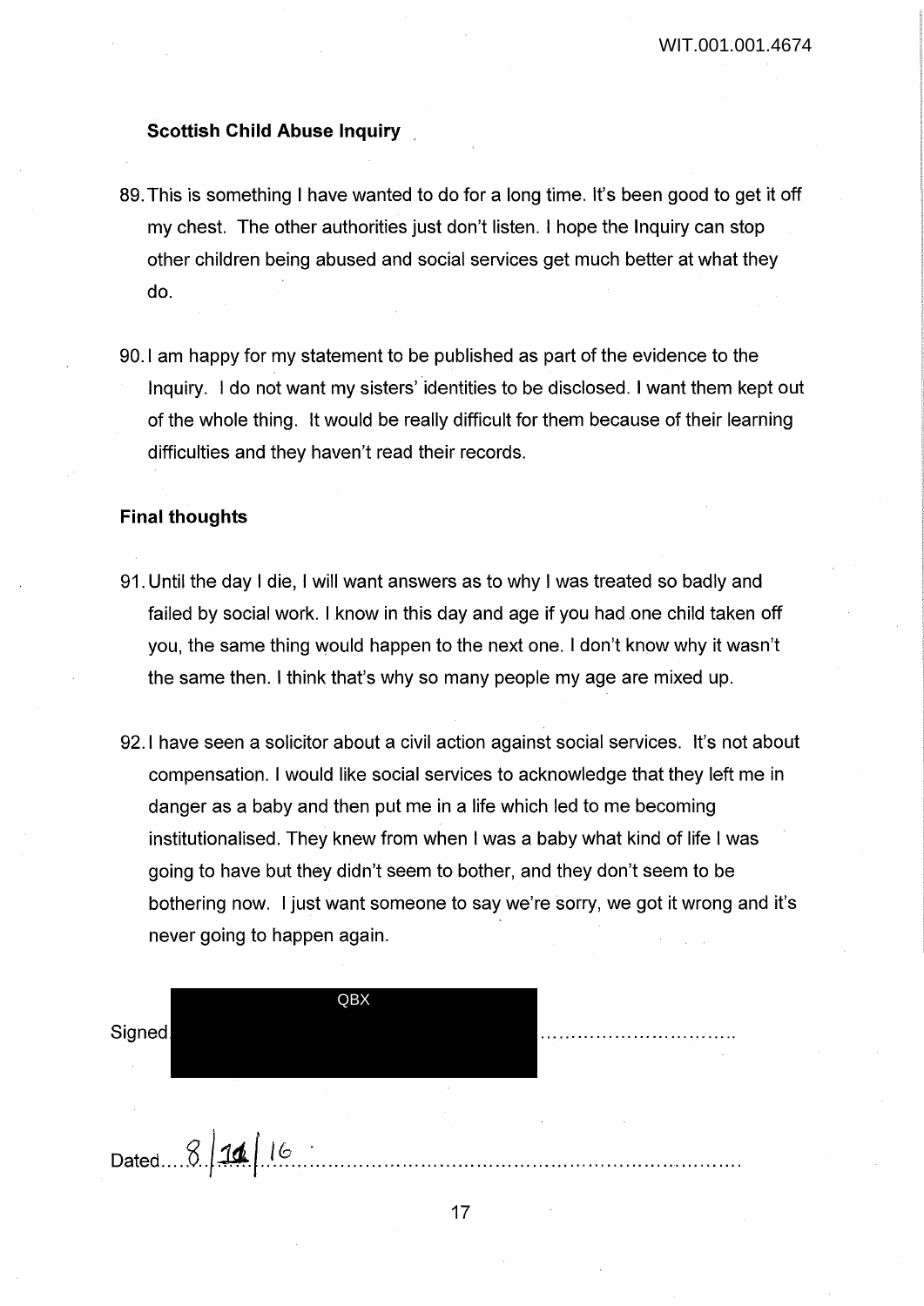**Scottish Child Abuse Inquiry**

89. This is something I have wanted to do for a long time. It's been good to get it off my chest. The other authorities just don't listen. I hope the Inquiry can stop other children being abused and social services get much better at what they do.

90. I am happy for my statement to be published as part of the evidence to the Inquiry. I do not want my sisters' identities to be disclosed. I want them kept out of the whole thing. It would be really difficult for them because of their learning difficulties and they haven't read their records.

**Final thoughts**

91. Until the day I die, I will want answers as to why I was treated so badly and failed by social work. I know in this day and age if you had one child taken off you, the same thing would happen to the next one. I don't know why it wasn't the same then. I think that's why so many people my age are mixed up.

92. I have seen a solicitor about a civil action against social services. It's not about compensation. I would like social services to acknowledge that they left me in danger as a baby and then put me in a life which led to me becoming institutionalised. They knew from when I was a baby what kind of life I was going to have but they didn't seem to bother, and they don't seem to be bothering now. I just want someone to say we're sorry, we got it wrong and it's never going to happen again.

Signed [QBX] ..............................

Dated....8/11/16..............................